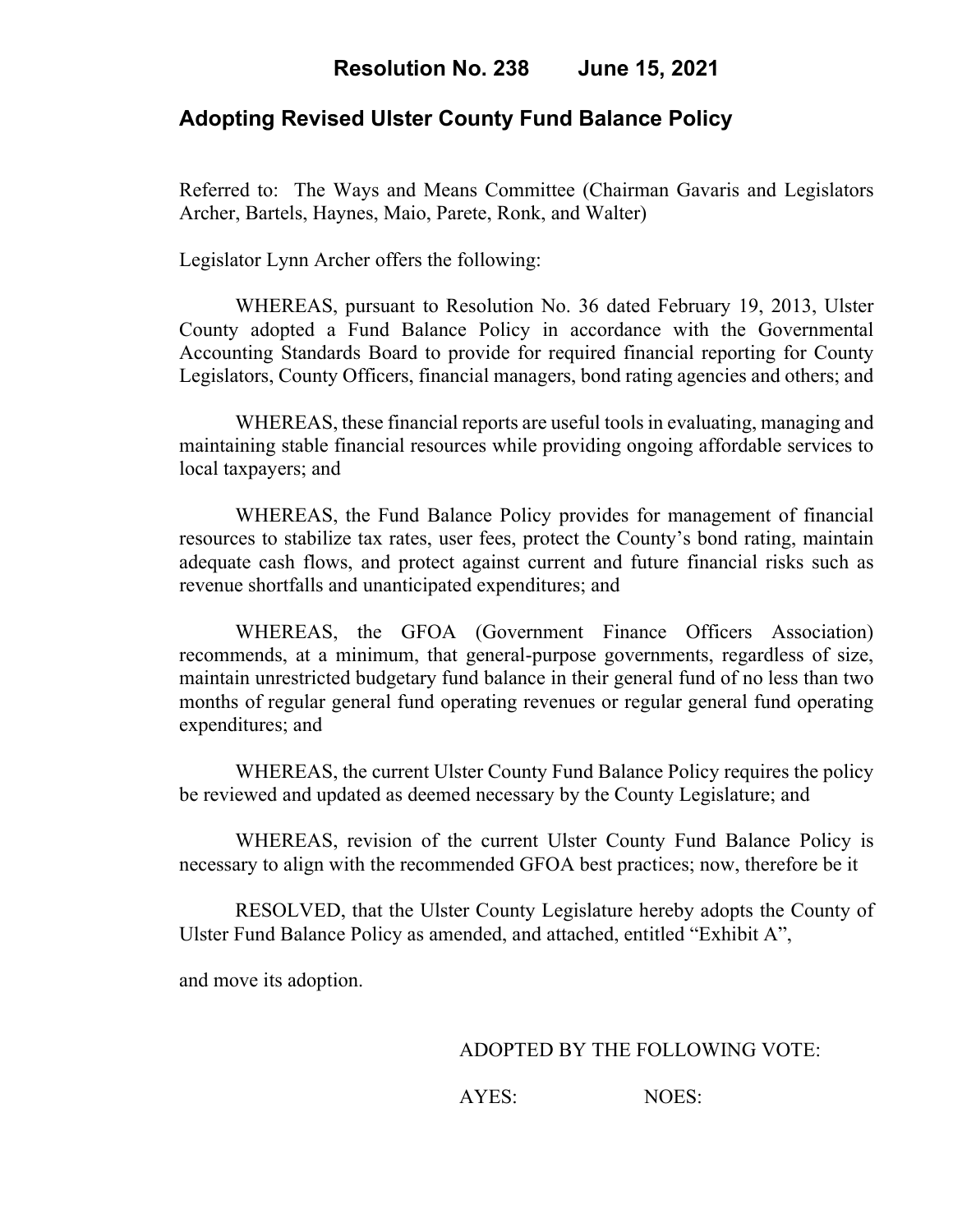# Resolution No. 238 June 15, 2021

## Adopting Revised Ulster County Fund Balance Policy

Referred to: The Ways and Means Committee (Chairman Gavaris and Legislators Archer, Bartels, Haynes, Maio, Parete, Ronk, and Walter)

Legislator Lynn Archer offers the following:

WHEREAS, pursuant to Resolution No. 36 dated February 19, 2013, Ulster County adopted a Fund Balance Policy in accordance with the Governmental Accounting Standards Board to provide for required financial reporting for County Legislators, County Officers, financial managers, bond rating agencies and others; and

WHEREAS, these financial reports are useful tools in evaluating, managing and maintaining stable financial resources while providing ongoing affordable services to local taxpayers; and

WHEREAS, the Fund Balance Policy provides for management of financial resources to stabilize tax rates, user fees, protect the County's bond rating, maintain adequate cash flows, and protect against current and future financial risks such as revenue shortfalls and unanticipated expenditures; and

WHEREAS, the GFOA (Government Finance Officers Association) recommends, at a minimum, that general-purpose governments, regardless of size, maintain unrestricted budgetary fund balance in their general fund of no less than two months of regular general fund operating revenues or regular general fund operating expenditures; and

WHEREAS, the current Ulster County Fund Balance Policy requires the policy be reviewed and updated as deemed necessary by the County Legislature; and

WHEREAS, revision of the current Ulster County Fund Balance Policy is necessary to align with the recommended GFOA best practices; now, therefore be it

RESOLVED, that the Ulster County Legislature hereby adopts the County of Ulster Fund Balance Policy as amended, and attached, entitled "Exhibit A",

and move its adoption.

ADOPTED BY THE FOLLOWING VOTE:

AYES: NOES: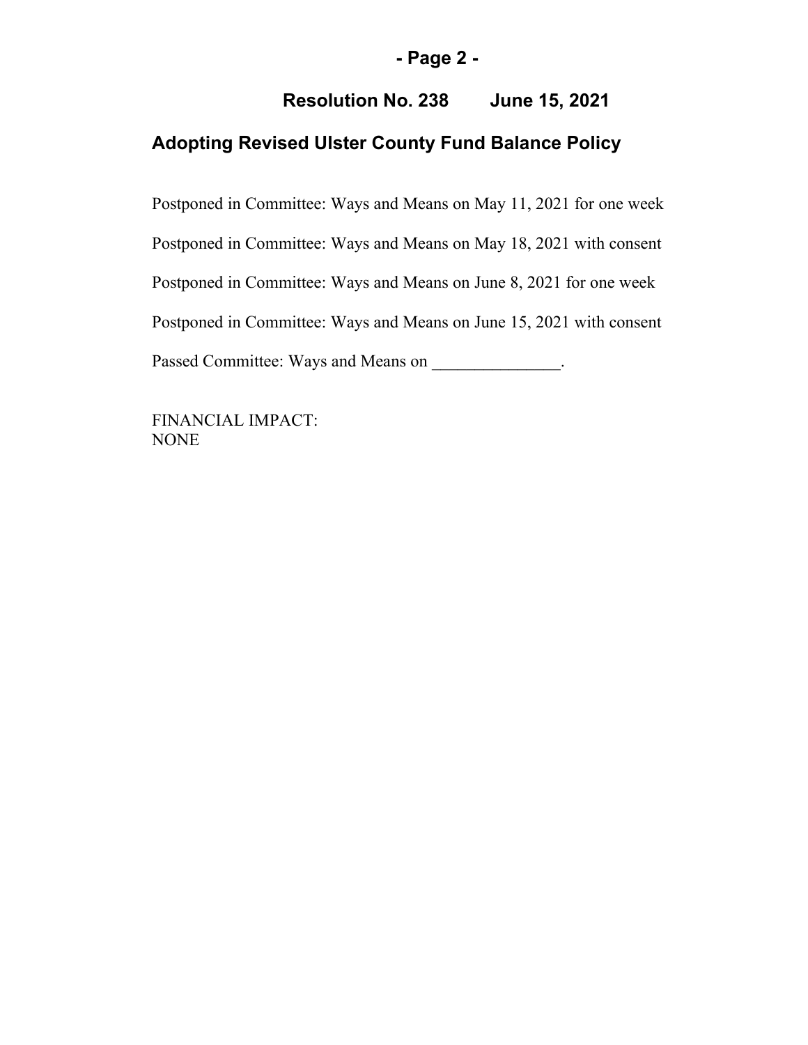## Resolution No. 238 June 15, 2021

## Adopting Revised Ulster County Fund Balance Policy

Postponed in Committee: Ways and Means on May 11, 2021 for one week

Postponed in Committee: Ways and Means on May 18, 2021 with consent

Postponed in Committee: Ways and Means on June 8, 2021 for one week

Postponed in Committee: Ways and Means on June 15, 2021 with consent

Passed Committee: Ways and Means on _______________.

FINANCIAL IMPACT:
NONE